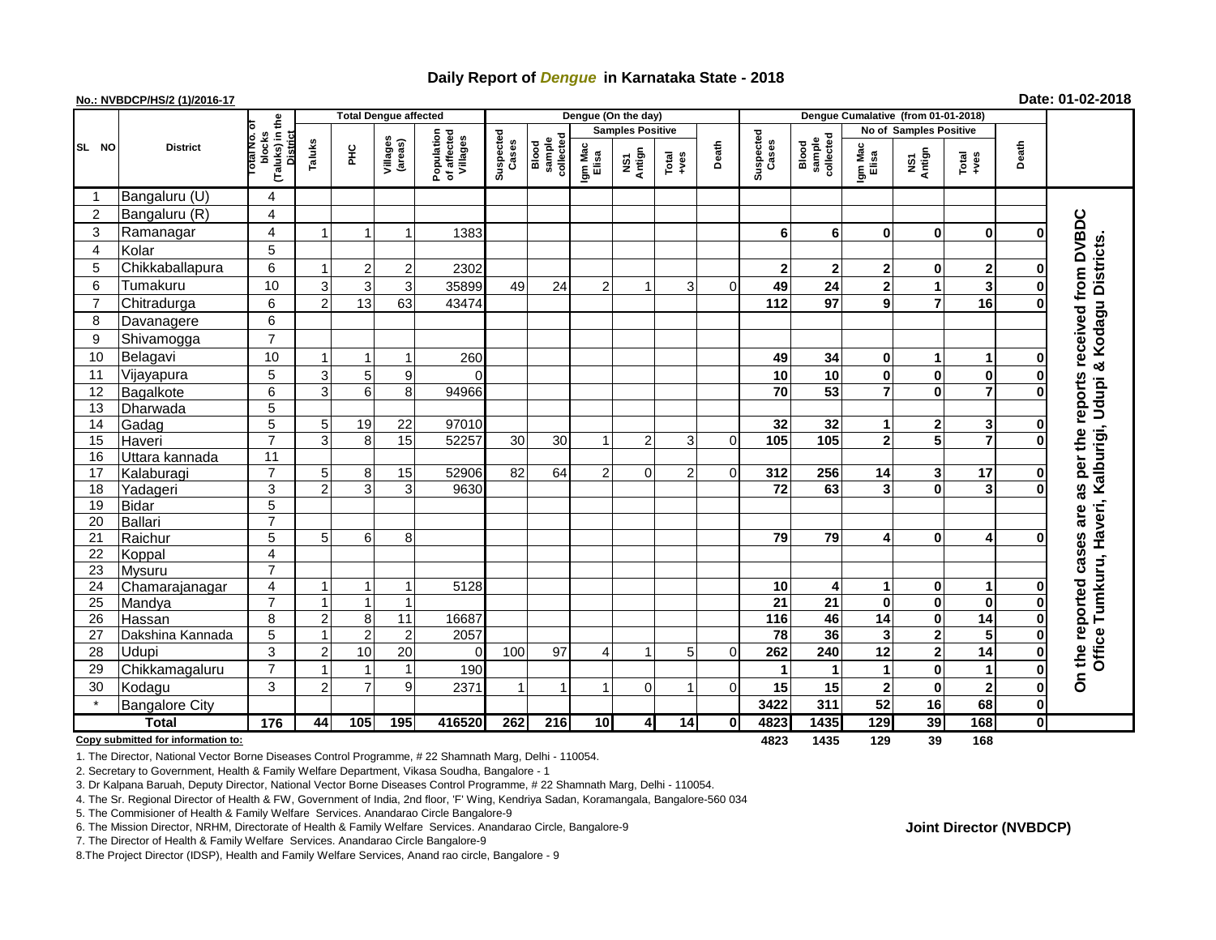# Daily Report of *Dengue* in Karnataka State - 2018

**No.: NVBDCP/HS/2 (1)/2016-17** **Date: 01-02-2018**

| SL NO | District | Total No. of blocks (Taluks) in the District | Total Dengue affected | | | | Dengue (On the day) | | | | | | Dengue Cumalative (from 01-01-2018) | | | | | | |
|---|---|---|---|---|---|---|---|---|---|---|---|---|---|---|---|---|---|---|---|
| | | | Taluks | PHC | Villages (areas) | Population of affected Villages | Suspected Cases | Blood sample collected | Samples Positive | | | Death | Suspected Cases | Blood sample collected | No of Samples Positive | | | Death | |
| | | | | | | | | | Igm Mac Elisa | NS1 Antign | Total +ves | | | | Igm Mac Elisa | NS1 Antign | Total +ves | | |
| 1 | Bangaluru (U) | 4 | | | | | | | | | | | | | | | | | On the reported cases are as per the reports received from DVBDC Office Tumkuru, Haveri, Kalburigi, Udupi & Kodagu Districts. |
| 2 | Bangaluru (R) | 4 | | | | | | | | | | | | | | | | | |
| 3 | Ramanagar | 4 | 1 | 1 | 1 | 1383 | | | | | | | 6 | 6 | 0 | 0 | 0 | 0 | |
| 4 | Kolar | 5 | | | | | | | | | | | | | | | | | |
| 5 | Chikkaballapura | 6 | 1 | 2 | 2 | 2302 | | | | | | | 2 | 2 | 2 | 0 | 2 | 0 | |
| 6 | Tumakuru | 10 | 3 | 3 | 3 | 35899 | 49 | 24 | 2 | 1 | 3 | 0 | 49 | 24 | 2 | 1 | 3 | 0 | |
| 7 | Chitradurga | 6 | 2 | 13 | 63 | 43474 | | | | | | | 112 | 97 | 9 | 7 | 16 | 0 | |
| 8 | Davanagere | 6 | | | | | | | | | | | | | | | | | |
| 9 | Shivamogga | 7 | | | | | | | | | | | | | | | | | |
| 10 | Belagavi | 10 | 1 | 1 | 1 | 260 | | | | | | | 49 | 34 | 0 | 1 | 1 | 0 | |
| 11 | Vijayapura | 5 | 3 | 5 | 9 | 0 | | | | | | | 10 | 10 | 0 | 0 | 0 | 0 | |
| 12 | Bagalkote | 6 | 3 | 6 | 8 | 94966 | | | | | | | 70 | 53 | 7 | 0 | 7 | 0 | |
| 13 | Dharwada | 5 | | | | | | | | | | | | | | | | | |
| 14 | Gadag | 5 | 5 | 19 | 22 | 97010 | | | | | | | 32 | 32 | 1 | 2 | 3 | 0 | |
| 15 | Haveri | 7 | 3 | 8 | 15 | 52257 | 30 | 30 | 1 | 2 | 3 | 0 | 105 | 105 | 2 | 5 | 7 | 0 | |
| 16 | Uttara kannada | 11 | | | | | | | | | | | | | | | | | |
| 17 | Kalaburagi | 7 | 5 | 8 | 15 | 52906 | 82 | 64 | 2 | 0 | 2 | 0 | 312 | 256 | 14 | 3 | 17 | 0 | |
| 18 | Yadageri | 3 | 2 | 3 | 3 | 9630 | | | | | | | 72 | 63 | 3 | 0 | 3 | 0 | |
| 19 | Bidar | 5 | | | | | | | | | | | | | | | | | |
| 20 | Ballari | 7 | | | | | | | | | | | | | | | | | |
| 21 | Raichur | 5 | 5 | 6 | 8 | | | | | | | | 79 | 79 | 4 | 0 | 4 | 0 | |
| 22 | Koppal | 4 | | | | | | | | | | | | | | | | | |
| 23 | Mysuru | 7 | | | | | | | | | | | | | | | | | |
| 24 | Chamarajanagar | 4 | 1 | 1 | 1 | 5128 | | | | | | | 10 | 4 | 1 | 0 | 1 | 0 | |
| 25 | Mandya | 7 | 1 | 1 | 1 | | | | | | | | 21 | 21 | 0 | 0 | 0 | 0 | |
| 26 | Hassan | 8 | 2 | 8 | 11 | 16687 | | | | | | | 116 | 46 | 14 | 0 | 14 | 0 | |
| 27 | Dakshina Kannada | 5 | 1 | 2 | 2 | 2057 | | | | | | | 78 | 36 | 3 | 2 | 5 | 0 | |
| 28 | Udupi | 3 | 2 | 10 | 20 | 0 | 100 | 97 | 4 | 1 | 5 | 0 | 262 | 240 | 12 | 2 | 14 | 0 | |
| 29 | Chikkamagaluru | 7 | 1 | 1 | 1 | 190 | | | | | | | 1 | 1 | 1 | 0 | 1 | 0 | |
| 30 | Kodagu | 3 | 2 | 7 | 9 | 2371 | 1 | 1 | 1 | 0 | 1 | 0 | 15 | 15 | 2 | 0 | 2 | 0 | |
| * | Bangalore City | | | | | | | | | | | | 3422 | 311 | 52 | 16 | 68 | 0 | |
| | **Total** | **176** | **44** | **105** | **195** | **416520** | **262** | **216** | **10** | **4** | **14** | **0** | **4823** | **1435** | **129** | **39** | **168** | **0** | |
| | | | | | | | | | | | | | 4823 | 1435 | 129 | 39 | 168 | | |

**Copy submitted for information to:**

1. The Director, National Vector Borne Diseases Control Programme, # 22 Shamnath Marg, Delhi - 110054.
2. Secretary to Government, Health & Family Welfare Department, Vikasa Soudha, Bangalore - 1
3. Dr Kalpana Baruah, Deputy Director, National Vector Borne Diseases Control Programme, # 22 Shamnath Marg, Delhi - 110054.
4. The Sr. Regional Director of Health & FW, Government of India, 2nd floor, 'F' Wing, Kendriya Sadan, Koramangala, Bangalore-560 034
5. The Commisioner of Health & Family Welfare Services. Anandarao Circle Bangalore-9
6. The Mission Director, NRHM, Directorate of Health & Family Welfare Services. Anandarao Circle, Bangalore-9
7. The Director of Health & Family Welfare Services. Anandarao Circle Bangalore-9
8. The Project Director (IDSP), Health and Family Welfare Services, Anand rao circle, Bangalore - 9

**Joint Director (NVBDCP)**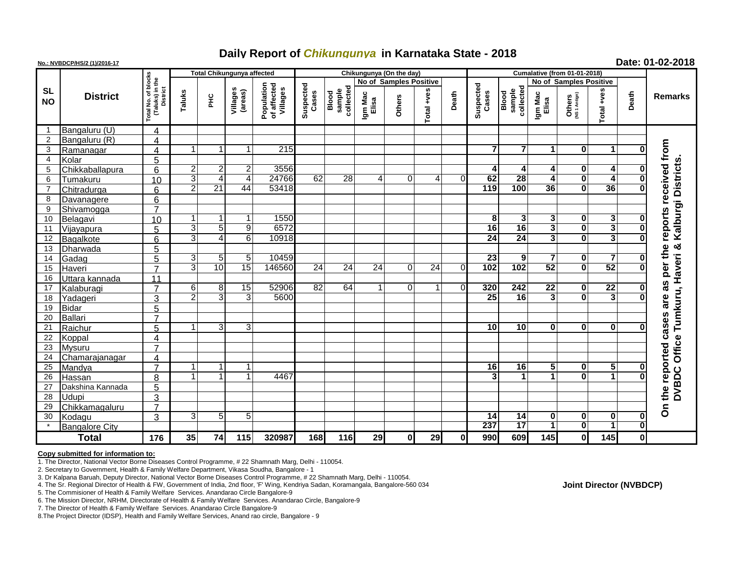# Daily Report of *Chikungunya* in Karnataka State - 2018

**No.: NVBDCP/HS/2 (1)/2016-17**

**Date: 01-02-2018**

| SL NO | District | Total No. of blocks (Taluks) in the District | Total Chikungunya affected | | | | Chikungunya (On the day) | | | | | | Cumalative (from 01-01-2018) | | | | | | Remarks |
|---|---|---|---|---|---|---|---|---|---|---|---|---|---|---|---|---|---|---|---|
| | | | Taluks | PHC | Villages (areas) | Population of affected Villages | Suspected Cases | Blood sample collected | No of Samples Positive | | | Death | Suspected Cases | Blood sample collected | No of Samples Positive | | | Death | |
| | | | | | | | | | Igm Mac Elisa | Others | Total +ves | | | | Igm Mac Elisa | Others (NS 1 Antign) | Total +ves | | |
| 1 | Bangaluru (U) | 4 | | | | | | | | | | | | | | | | | On the reported cases are as per the reports received from DVBDC Office Tumkuru, Haveri & Kalburgi Districts. |
| 2 | Bangaluru (R) | 4 | | | | | | | | | | | | | | | | | |
| 3 | Ramanagar | 4 | 1 | 1 | 1 | 215 | | | | | | | 7 | 7 | 1 | 0 | 1 | 0 | |
| 4 | Kolar | 5 | | | | | | | | | | | | | | | | | |
| 5 | Chikkaballapura | 6 | 2 | 2 | 2 | 3556 | | | | | | | 4 | 4 | 4 | 0 | 4 | 0 | |
| 6 | Tumakuru | 10 | 3 | 4 | 4 | 24766 | 62 | 28 | 4 | 0 | 4 | 0 | 62 | 28 | 4 | 0 | 4 | 0 | |
| 7 | Chitradurga | 6 | 2 | 21 | 44 | 53418 | | | | | | | 119 | 100 | 36 | 0 | 36 | 0 | |
| 8 | Davanagere | 6 | | | | | | | | | | | | | | | | | |
| 9 | Shivamogga | 7 | | | | | | | | | | | | | | | | | |
| 10 | Belagavi | 10 | 1 | 1 | 1 | 1550 | | | | | | | 8 | 3 | 3 | 0 | 3 | 0 | |
| 11 | Vijayapura | 5 | 3 | 5 | 9 | 6572 | | | | | | | 16 | 16 | 3 | 0 | 3 | 0 | |
| 12 | Bagalkote | 6 | 3 | 4 | 6 | 10918 | | | | | | | 24 | 24 | 3 | 0 | 3 | 0 | |
| 13 | Dharwada | 5 | | | | | | | | | | | | | | | | | |
| 14 | Gadag | 5 | 3 | 5 | 5 | 10459 | | | | | | | 23 | 9 | 7 | 0 | 7 | 0 | |
| 15 | Haveri | 7 | 3 | 10 | 15 | 146560 | 24 | 24 | 24 | 0 | 24 | 0 | 102 | 102 | 52 | 0 | 52 | 0 | |
| 16 | Uttara kannada | 11 | | | | | | | | | | | | | | | | | |
| 17 | Kalaburagi | 7 | 6 | 8 | 15 | 52906 | 82 | 64 | 1 | 0 | 1 | 0 | 320 | 242 | 22 | 0 | 22 | 0 | |
| 18 | Yadageri | 3 | 2 | 3 | 3 | 5600 | | | | | | | 25 | 16 | 3 | 0 | 3 | 0 | |
| 19 | Bidar | 5 | | | | | | | | | | | | | | | | | |
| 20 | Ballari | 7 | | | | | | | | | | | | | | | | | |
| 21 | Raichur | 5 | 1 | 3 | 3 | | | | | | | | 10 | 10 | 0 | 0 | 0 | 0 | |
| 22 | Koppal | 4 | | | | | | | | | | | | | | | | | |
| 23 | Mysuru | 7 | | | | | | | | | | | | | | | | | |
| 24 | Chamarajanagar | 4 | | | | | | | | | | | | | | | | | |
| 25 | Mandya | 7 | 1 | 1 | 1 | | | | | | | | 16 | 16 | 5 | 0 | 5 | 0 | |
| 26 | Hassan | 8 | 1 | 1 | 1 | 4467 | | | | | | | 3 | 1 | 1 | 0 | 1 | 0 | |
| 27 | Dakshina Kannada | 5 | | | | | | | | | | | | | | | | | |
| 28 | Udupi | 3 | | | | | | | | | | | | | | | | | |
| 29 | Chikkamagaluru | 7 | | | | | | | | | | | | | | | | | |
| 30 | Kodagu | 3 | 3 | 5 | 5 | | | | | | | | 14 | 14 | 0 | 0 | 0 | 0 | |
| * | Bangalore City | | | | | | | | | | | | 237 | 17 | 1 | 0 | 1 | 0 | |
| **Total** | | **176** | **35** | **74** | **115** | **320987** | **168** | **116** | **29** | **0** | **29** | **0** | **990** | **609** | **145** | **0** | **145** | **0** | |

**Copy submitted for information to:**

1. The Director, National Vector Borne Diseases Control Programme, # 22 Shamnath Marg, Delhi - 110054.
2. Secretary to Government, Health & Family Welfare Department, Vikasa Soudha, Bangalore - 1
3. Dr Kalpana Baruah, Deputy Director, National Vector Borne Diseases Control Programme, # 22 Shamnath Marg, Delhi - 110054.
4. The Sr. Regional Director of Health & FW, Government of India, 2nd floor, 'F' Wing, Kendriya Sadan, Koramangala, Bangalore-560 034
5. The Commisioner of Health & Family Welfare Services. Anandarao Circle Bangalore-9
6. The Mission Director, NRHM, Directorate of Health & Family Welfare Services. Anandarao Circle, Bangalore-9
7. The Director of Health & Family Welfare Services. Anandarao Circle Bangalore-9
8. The Project Director (IDSP), Health and Family Welfare Services, Anand rao circle, Bangalore - 9

**Joint Director (NVBDCP)**